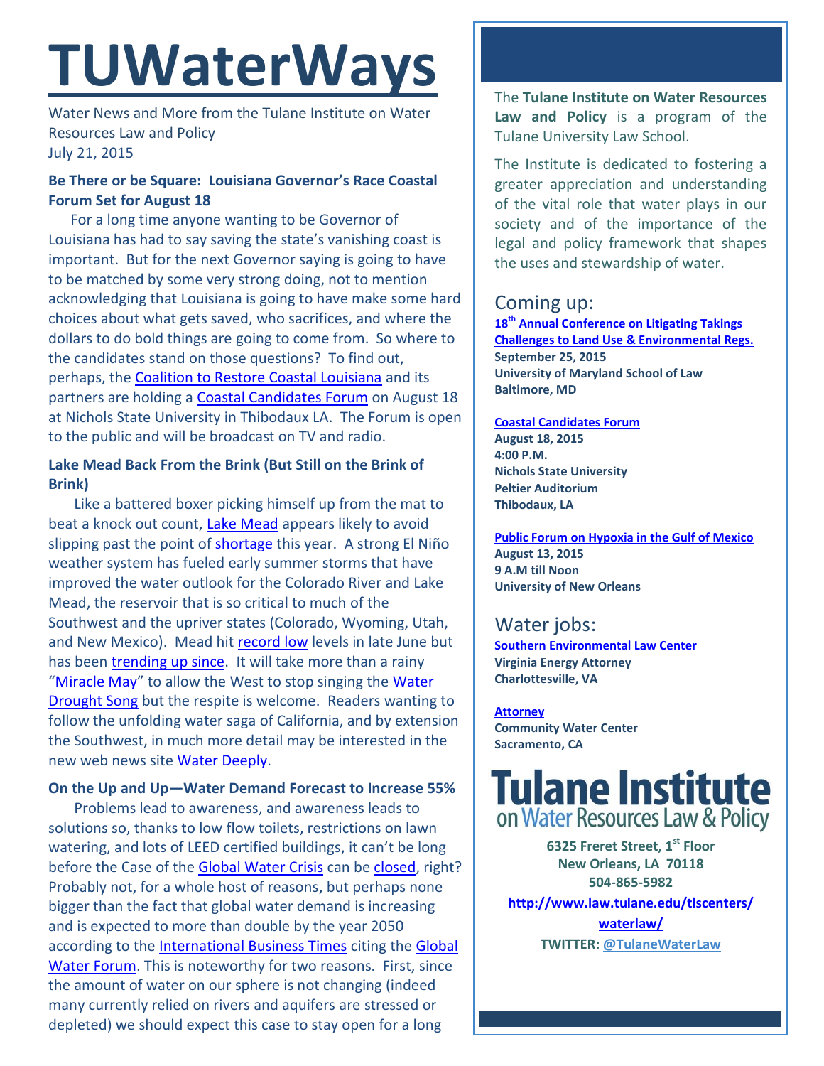# TUWaterWays

Water News and More from the Tulane Institute on Water Resources Law and Policy
July 21, 2015

### Be There or be Square: Louisiana Governor's Race Coastal Forum Set for August 18

For a long time anyone wanting to be Governor of Louisiana has had to say saving the state's vanishing coast is important. But for the next Governor saying is going to have to be matched by some very strong doing, not to mention acknowledging that Louisiana is going to have make some hard choices about what gets saved, who sacrifices, and where the dollars to do bold things are going to come from. So where to the candidates stand on those questions? To find out, perhaps, the Coalition to Restore Coastal Louisiana and its partners are holding a Coastal Candidates Forum on August 18 at Nichols State University in Thibodaux LA. The Forum is open to the public and will be broadcast on TV and radio.

### Lake Mead Back From the Brink (But Still on the Brink of Brink)

Like a battered boxer picking himself up from the mat to beat a knock out count, Lake Mead appears likely to avoid slipping past the point of shortage this year. A strong El Niño weather system has fueled early summer storms that have improved the water outlook for the Colorado River and Lake Mead, the reservoir that is so critical to much of the Southwest and the upriver states (Colorado, Wyoming, Utah, and New Mexico). Mead hit record low levels in late June but has been trending up since. It will take more than a rainy "Miracle May" to allow the West to stop singing the Water Drought Song but the respite is welcome. Readers wanting to follow the unfolding water saga of California, and by extension the Southwest, in much more detail may be interested in the new web news site Water Deeply.

### On the Up and Up—Water Demand Forecast to Increase 55%

Problems lead to awareness, and awareness leads to solutions so, thanks to low flow toilets, restrictions on lawn watering, and lots of LEED certified buildings, it can't be long before the Case of the Global Water Crisis can be closed, right? Probably not, for a whole host of reasons, but perhaps none bigger than the fact that global water demand is increasing and is expected to more than double by the year 2050 according to the International Business Times citing the Global Water Forum. This is noteworthy for two reasons. First, since the amount of water on our sphere is not changing (indeed many currently relied on rivers and aquifers are stressed or depleted) we should expect this case to stay open for a long

---

The **Tulane Institute on Water Resources Law and Policy** is a program of the Tulane University Law School.

The Institute is dedicated to fostering a greater appreciation and understanding of the vital role that water plays in our society and of the importance of the legal and policy framework that shapes the uses and stewardship of water.

## Coming up:

**18th Annual Conference on Litigating Takings Challenges to Land Use & Environmental Regs.**
**September 25, 2015**
**University of Maryland School of Law**
**Baltimore, MD**

**Coastal Candidates Forum**
**August 18, 2015**
**4:00 P.M.**
**Nichols State University**
**Peltier Auditorium**
**Thibodaux, LA**

**Public Forum on Hypoxia in the Gulf of Mexico**
**August 13, 2015**
**9 A.M till Noon**
**University of New Orleans**

## Water jobs:

**Southern Environmental Law Center**
**Virginia Energy Attorney**
**Charlottesville, VA**

**Attorney**
**Community Water Center**
**Sacramento, CA**

**Tulane Institute on Water Resources Law & Policy**

**6325 Freret Street, 1st Floor**
**New Orleans, LA 70118**
**504-865-5982**
**http://www.law.tulane.edu/tlscenters/waterlaw/**
**TWITTER: @TulaneWaterLaw**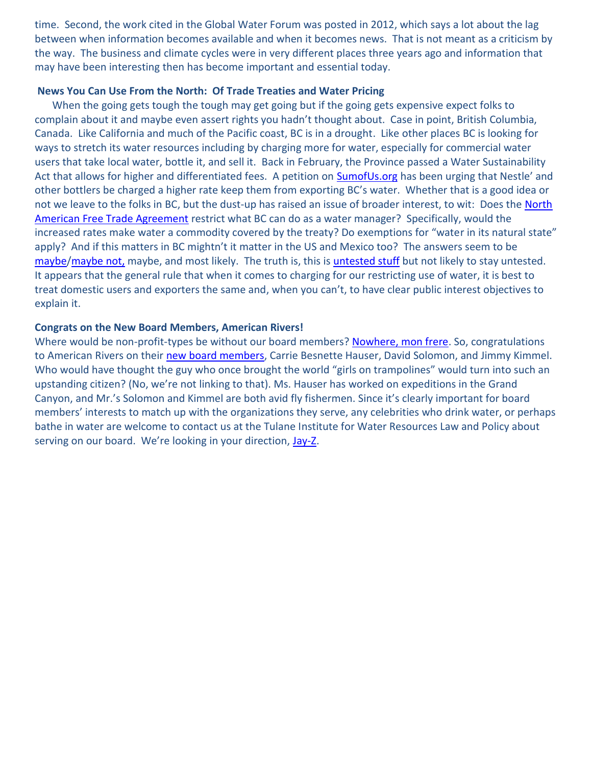time. Second, the work cited in the Global Water Forum was posted in 2012, which says a lot about the lag between when information becomes available and when it becomes news. That is not meant as a criticism by the way. The business and climate cycles were in very different places three years ago and information that may have been interesting then has become important and essential today.

**News You Can Use From the North: Of Trade Treaties and Water Pricing**

When the going gets tough the tough may get going but if the going gets expensive expect folks to complain about it and maybe even assert rights you hadn't thought about. Case in point, British Columbia, Canada. Like California and much of the Pacific coast, BC is in a drought. Like other places BC is looking for ways to stretch its water resources including by charging more for water, especially for commercial water users that take local water, bottle it, and sell it. Back in February, the Province passed a Water Sustainability Act that allows for higher and differentiated fees. A petition on SumofUs.org has been urging that Nestle' and other bottlers be charged a higher rate keep them from exporting BC's water. Whether that is a good idea or not we leave to the folks in BC, but the dust-up has raised an issue of broader interest, to wit: Does the North American Free Trade Agreement restrict what BC can do as a water manager? Specifically, would the increased rates make water a commodity covered by the treaty? Do exemptions for "water in its natural state" apply? And if this matters in BC mightn't it matter in the US and Mexico too? The answers seem to be maybe/maybe not, maybe, and most likely. The truth is, this is untested stuff but not likely to stay untested. It appears that the general rule that when it comes to charging for our restricting use of water, it is best to treat domestic users and exporters the same and, when you can't, to have clear public interest objectives to explain it.

**Congrats on the New Board Members, American Rivers!**

Where would be non-profit-types be without our board members? Nowhere, mon frere. So, congratulations to American Rivers on their new board members, Carrie Besnette Hauser, David Solomon, and Jimmy Kimmel. Who would have thought the guy who once brought the world "girls on trampolines" would turn into such an upstanding citizen? (No, we're not linking to that). Ms. Hauser has worked on expeditions in the Grand Canyon, and Mr.'s Solomon and Kimmel are both avid fly fishermen. Since it's clearly important for board members' interests to match up with the organizations they serve, any celebrities who drink water, or perhaps bathe in water are welcome to contact us at the Tulane Institute for Water Resources Law and Policy about serving on our board. We're looking in your direction, Jay-Z.